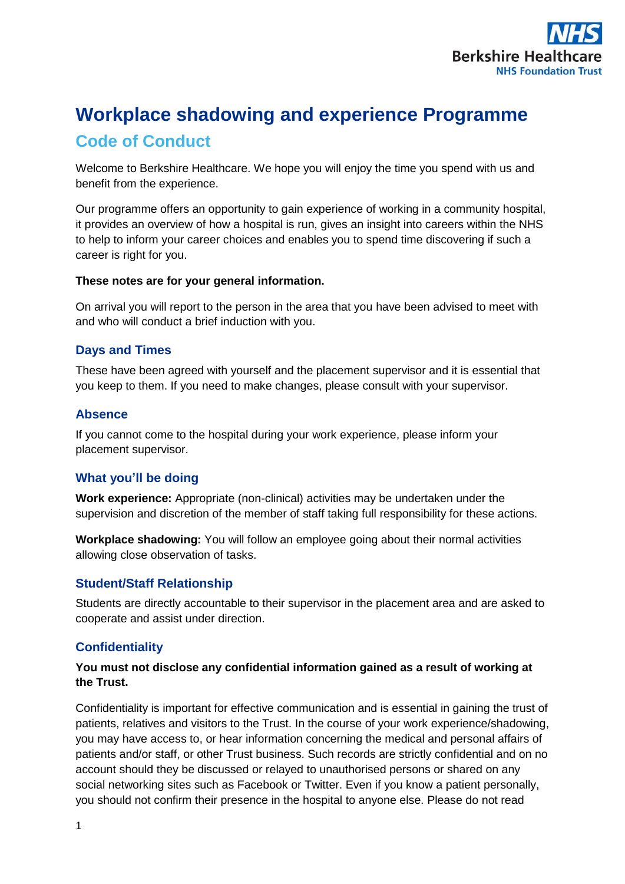# Workplace shadowing and experience Programme

## Code of Conduct

Welcome to Berkshire Healthcare. We hope you will enjoy the time you spend with us and benefit from the experience.

Our programme offers an opportunity to gain experience of working in a community hospital, it provides an overview of how a hospital is run, gives an insight into careers within the NHS to help to inform your career choices and enables you to spend time discovering if such a career is right for you.

**These notes are for your general information.**

On arrival you will report to the person in the area that you have been advised to meet with and who will conduct a brief induction with you.

### Days and Times

These have been agreed with yourself and the placement supervisor and it is essential that you keep to them. If you need to make changes, please consult with your supervisor.

### Absence

If you cannot come to the hospital during your work experience, please inform your placement supervisor.

### What you'll be doing

**Work experience:** Appropriate (non-clinical) activities may be undertaken under the supervision and discretion of the member of staff taking full responsibility for these actions.

**Workplace shadowing:** You will follow an employee going about their normal activities allowing close observation of tasks.

### Student/Staff Relationship

Students are directly accountable to their supervisor in the placement area and are asked to cooperate and assist under direction.

### Confidentiality

**You must not disclose any confidential information gained as a result of working at the Trust.**

Confidentiality is important for effective communication and is essential in gaining the trust of patients, relatives and visitors to the Trust. In the course of your work experience/shadowing, you may have access to, or hear information concerning the medical and personal affairs of patients and/or staff, or other Trust business. Such records are strictly confidential and on no account should they be discussed or relayed to unauthorised persons or shared on any social networking sites such as Facebook or Twitter. Even if you know a patient personally, you should not confirm their presence in the hospital to anyone else. Please do not read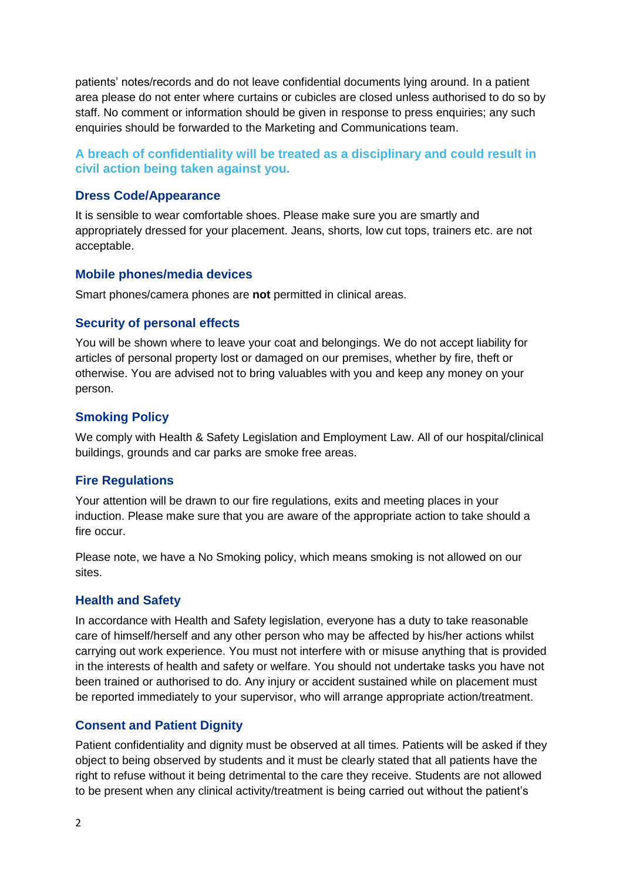patients' notes/records and do not leave confidential documents lying around. In a patient area please do not enter where curtains or cubicles are closed unless authorised to do so by staff. No comment or information should be given in response to press enquiries; any such enquiries should be forwarded to the Marketing and Communications team.

**A breach of confidentiality will be treated as a disciplinary and could result in civil action being taken against you.**

### Dress Code/Appearance

It is sensible to wear comfortable shoes. Please make sure you are smartly and appropriately dressed for your placement. Jeans, shorts, low cut tops, trainers etc. are not acceptable.

### Mobile phones/media devices

Smart phones/camera phones are **not** permitted in clinical areas.

### Security of personal effects

You will be shown where to leave your coat and belongings. We do not accept liability for articles of personal property lost or damaged on our premises, whether by fire, theft or otherwise. You are advised not to bring valuables with you and keep any money on your person.

### Smoking Policy

We comply with Health & Safety Legislation and Employment Law. All of our hospital/clinical buildings, grounds and car parks are smoke free areas.

### Fire Regulations

Your attention will be drawn to our fire regulations, exits and meeting places in your induction. Please make sure that you are aware of the appropriate action to take should a fire occur.

Please note, we have a No Smoking policy, which means smoking is not allowed on our sites.

### Health and Safety

In accordance with Health and Safety legislation, everyone has a duty to take reasonable care of himself/herself and any other person who may be affected by his/her actions whilst carrying out work experience. You must not interfere with or misuse anything that is provided in the interests of health and safety or welfare. You should not undertake tasks you have not been trained or authorised to do. Any injury or accident sustained while on placement must be reported immediately to your supervisor, who will arrange appropriate action/treatment.

### Consent and Patient Dignity

Patient confidentiality and dignity must be observed at all times. Patients will be asked if they object to being observed by students and it must be clearly stated that all patients have the right to refuse without it being detrimental to the care they receive. Students are not allowed to be present when any clinical activity/treatment is being carried out without the patient's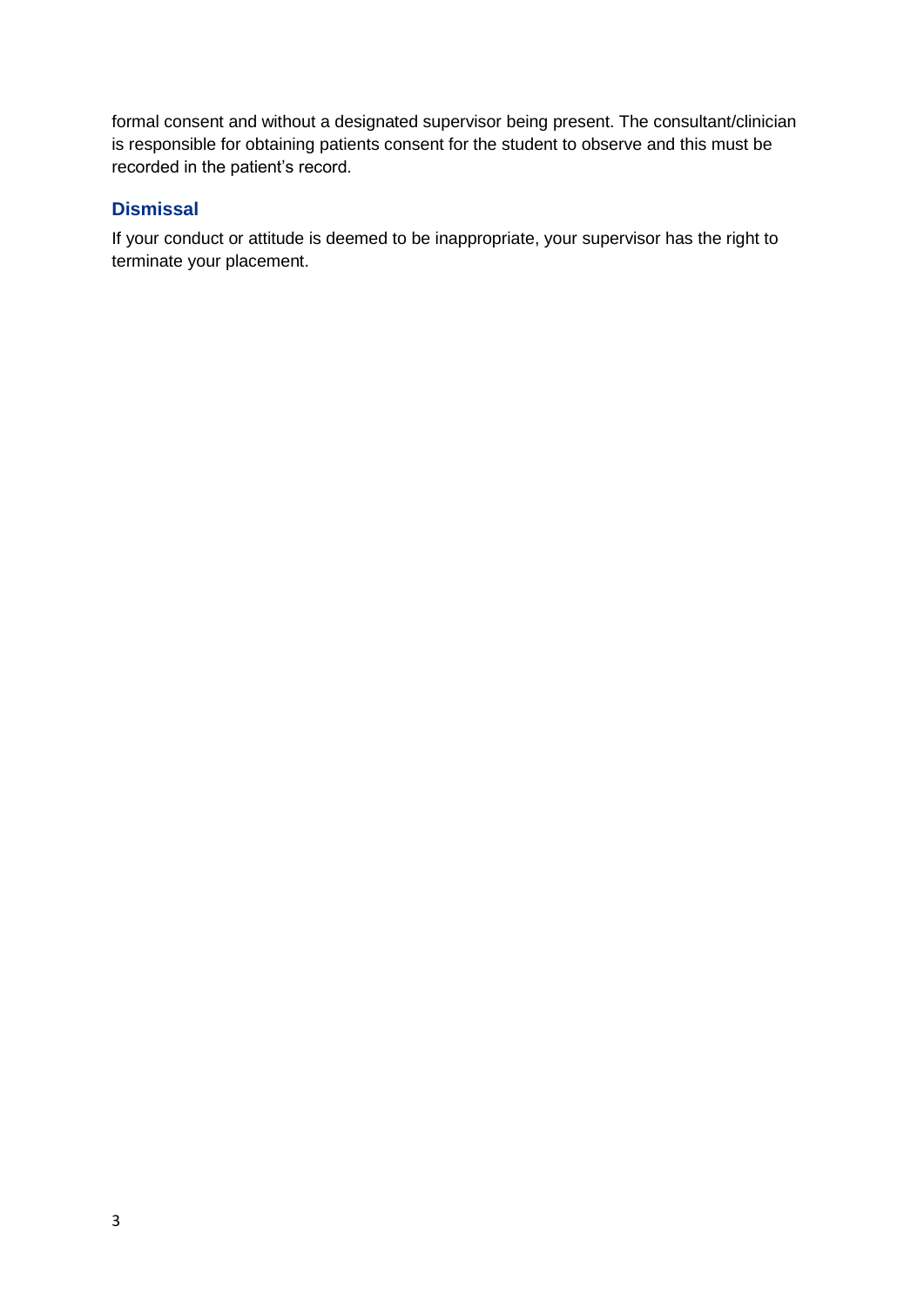formal consent and without a designated supervisor being present. The consultant/clinician is responsible for obtaining patients consent for the student to observe and this must be recorded in the patient's record.

## Dismissal

If your conduct or attitude is deemed to be inappropriate, your supervisor has the right to terminate your placement.